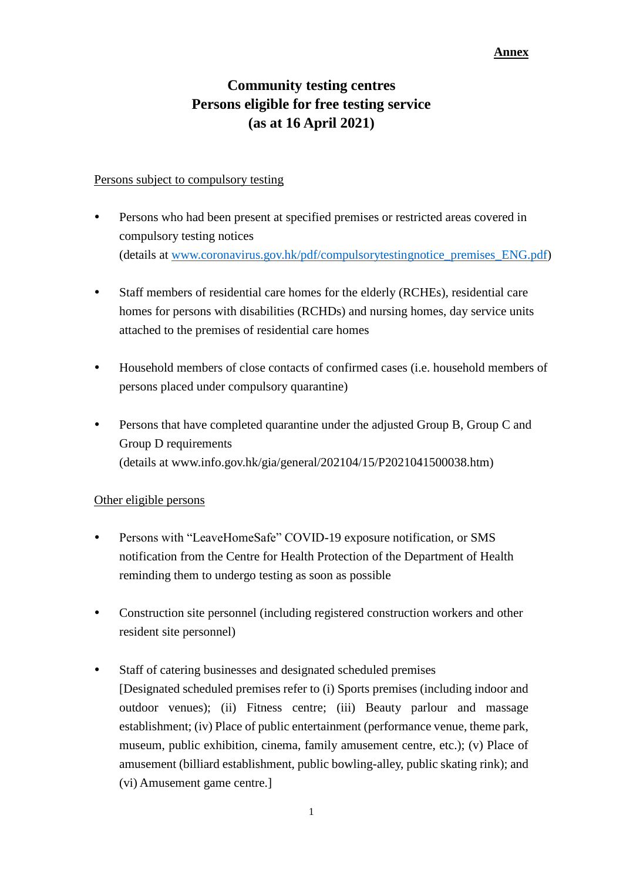**Annex**

# Community testing centres
# Persons eligible for free testing service
# (as at 16 April 2021)

Persons subject to compulsory testing

- Persons who had been present at specified premises or restricted areas covered in compulsory testing notices
  (details at www.coronavirus.gov.hk/pdf/compulsorytestingnotice_premises_ENG.pdf)

- Staff members of residential care homes for the elderly (RCHEs), residential care homes for persons with disabilities (RCHDs) and nursing homes, day service units attached to the premises of residential care homes

- Household members of close contacts of confirmed cases (i.e. household members of persons placed under compulsory quarantine)

- Persons that have completed quarantine under the adjusted Group B, Group C and Group D requirements
  (details at www.info.gov.hk/gia/general/202104/15/P2021041500038.htm)

Other eligible persons

- Persons with "LeaveHomeSafe" COVID-19 exposure notification, or SMS notification from the Centre for Health Protection of the Department of Health reminding them to undergo testing as soon as possible

- Construction site personnel (including registered construction workers and other resident site personnel)

- Staff of catering businesses and designated scheduled premises
  [Designated scheduled premises refer to (i) Sports premises (including indoor and outdoor venues); (ii) Fitness centre; (iii) Beauty parlour and massage establishment; (iv) Place of public entertainment (performance venue, theme park, museum, public exhibition, cinema, family amusement centre, etc.); (v) Place of amusement (billiard establishment, public bowling-alley, public skating rink); and (vi) Amusement game centre.]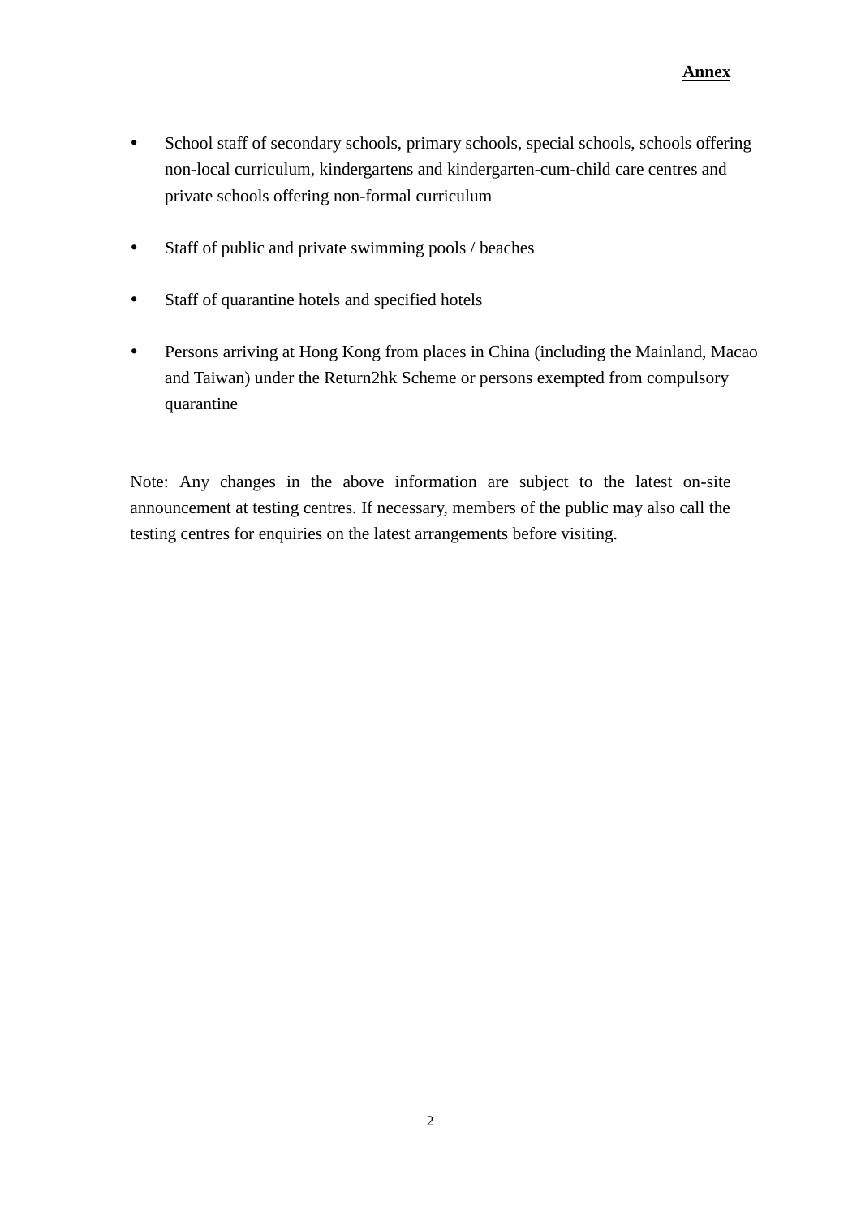**Annex**

- School staff of secondary schools, primary schools, special schools, schools offering non-local curriculum, kindergartens and kindergarten-cum-child care centres and private schools offering non-formal curriculum

- Staff of public and private swimming pools / beaches

- Staff of quarantine hotels and specified hotels

- Persons arriving at Hong Kong from places in China (including the Mainland, Macao and Taiwan) under the Return2hk Scheme or persons exempted from compulsory quarantine

Note: Any changes in the above information are subject to the latest on-site announcement at testing centres. If necessary, members of the public may also call the testing centres for enquiries on the latest arrangements before visiting.